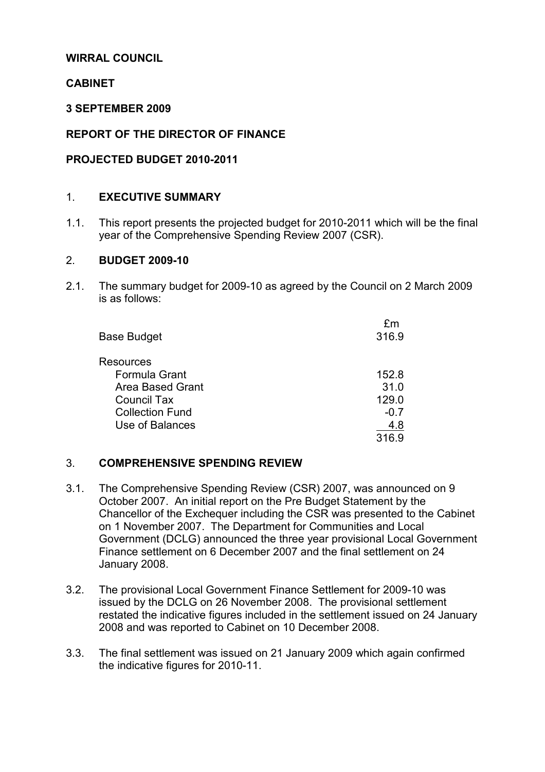**WIRRAL COUNCIL**

**CABINET**

**3 SEPTEMBER 2009**

**REPORT OF THE DIRECTOR OF FINANCE**

**PROJECTED BUDGET 2010-2011**

## 1. EXECUTIVE SUMMARY

1.1. This report presents the projected budget for 2010-2011 which will be the final year of the Comprehensive Spending Review 2007 (CSR).

## 2. BUDGET 2009-10

2.1. The summary budget for 2009-10 as agreed by the Council on 2 March 2009 is as follows:

| | £m |
|---|---|
| Base Budget | 316.9 |
| | |
| Resources | |
| Formula Grant | 152.8 |
| Area Based Grant | 31.0 |
| Council Tax | 129.0 |
| Collection Fund | -0.7 |
| Use of Balances | 4.8 |
| | 316.9 |

## 3. COMPREHENSIVE SPENDING REVIEW

3.1. The Comprehensive Spending Review (CSR) 2007, was announced on 9 October 2007. An initial report on the Pre Budget Statement by the Chancellor of the Exchequer including the CSR was presented to the Cabinet on 1 November 2007. The Department for Communities and Local Government (DCLG) announced the three year provisional Local Government Finance settlement on 6 December 2007 and the final settlement on 24 January 2008.

3.2. The provisional Local Government Finance Settlement for 2009-10 was issued by the DCLG on 26 November 2008. The provisional settlement restated the indicative figures included in the settlement issued on 24 January 2008 and was reported to Cabinet on 10 December 2008.

3.3. The final settlement was issued on 21 January 2009 which again confirmed the indicative figures for 2010-11.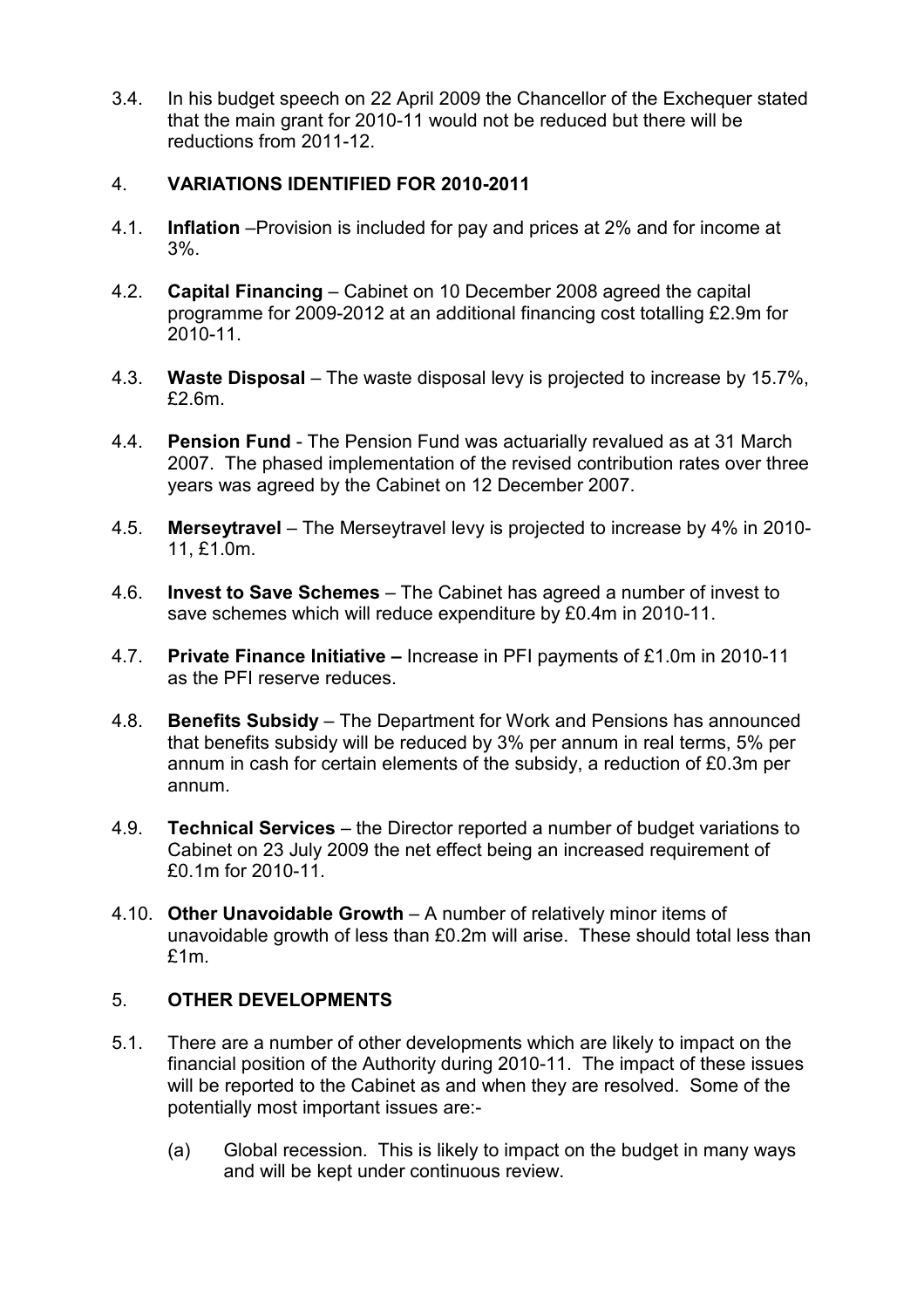3.4. In his budget speech on 22 April 2009 the Chancellor of the Exchequer stated that the main grant for 2010-11 would not be reduced but there will be reductions from 2011-12.

## 4. VARIATIONS IDENTIFIED FOR 2010-2011

4.1. **Inflation** –Provision is included for pay and prices at 2% and for income at 3%.

4.2. **Capital Financing** – Cabinet on 10 December 2008 agreed the capital programme for 2009-2012 at an additional financing cost totalling £2.9m for 2010-11.

4.3. **Waste Disposal** – The waste disposal levy is projected to increase by 15.7%, £2.6m.

4.4. **Pension Fund** - The Pension Fund was actuarially revalued as at 31 March 2007. The phased implementation of the revised contribution rates over three years was agreed by the Cabinet on 12 December 2007.

4.5. **Merseytravel** – The Merseytravel levy is projected to increase by 4% in 2010-11, £1.0m.

4.6. **Invest to Save Schemes** – The Cabinet has agreed a number of invest to save schemes which will reduce expenditure by £0.4m in 2010-11.

4.7. **Private Finance Initiative –** Increase in PFI payments of £1.0m in 2010-11 as the PFI reserve reduces.

4.8. **Benefits Subsidy** – The Department for Work and Pensions has announced that benefits subsidy will be reduced by 3% per annum in real terms, 5% per annum in cash for certain elements of the subsidy, a reduction of £0.3m per annum.

4.9. **Technical Services** – the Director reported a number of budget variations to Cabinet on 23 July 2009 the net effect being an increased requirement of £0.1m for 2010-11.

4.10. **Other Unavoidable Growth** – A number of relatively minor items of unavoidable growth of less than £0.2m will arise. These should total less than £1m.

## 5. OTHER DEVELOPMENTS

5.1. There are a number of other developments which are likely to impact on the financial position of the Authority during 2010-11. The impact of these issues will be reported to the Cabinet as and when they are resolved. Some of the potentially most important issues are:-

(a) Global recession. This is likely to impact on the budget in many ways and will be kept under continuous review.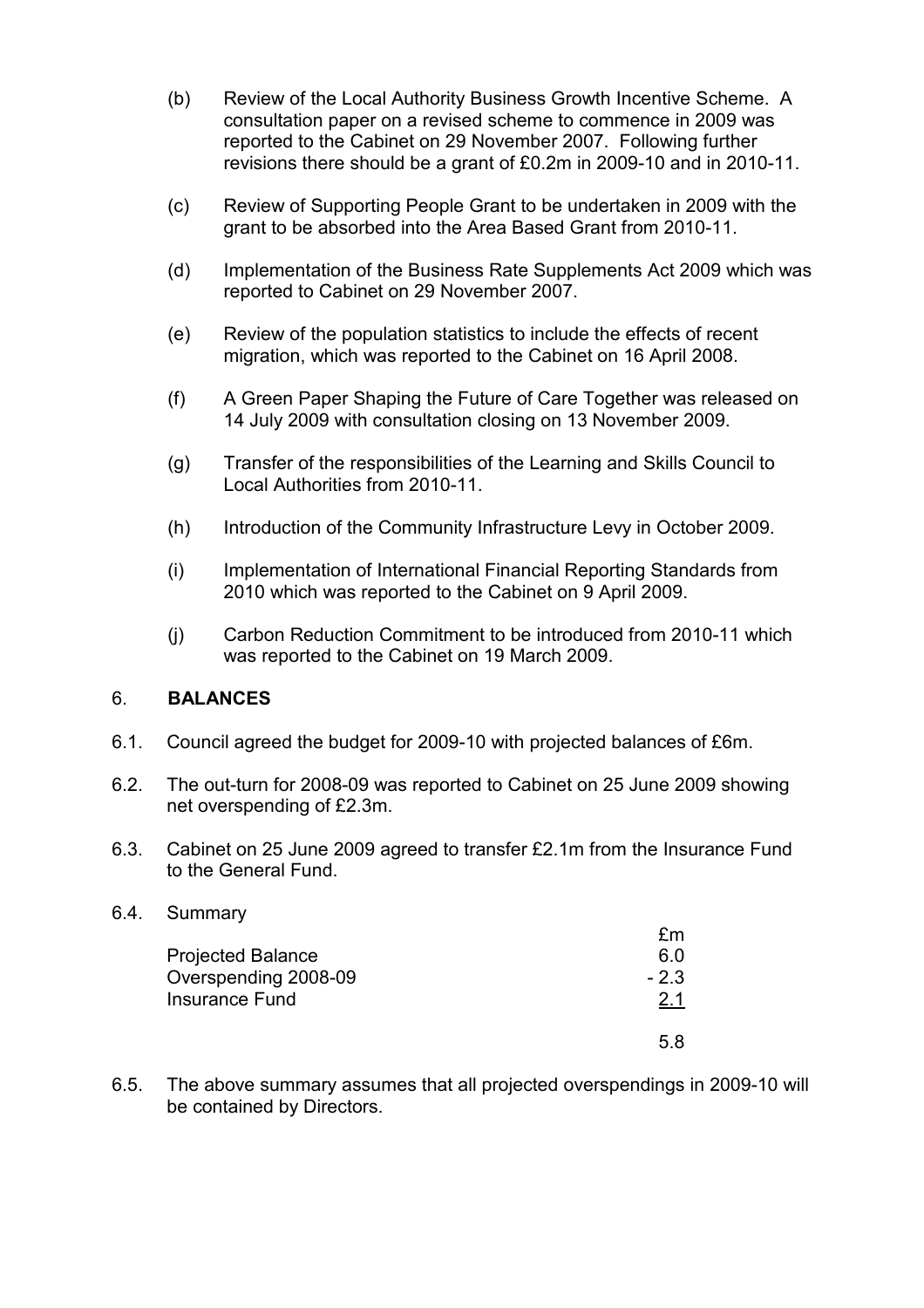(b) Review of the Local Authority Business Growth Incentive Scheme. A consultation paper on a revised scheme to commence in 2009 was reported to the Cabinet on 29 November 2007. Following further revisions there should be a grant of £0.2m in 2009-10 and in 2010-11.

(c) Review of Supporting People Grant to be undertaken in 2009 with the grant to be absorbed into the Area Based Grant from 2010-11.

(d) Implementation of the Business Rate Supplements Act 2009 which was reported to Cabinet on 29 November 2007.

(e) Review of the population statistics to include the effects of recent migration, which was reported to the Cabinet on 16 April 2008.

(f) A Green Paper Shaping the Future of Care Together was released on 14 July 2009 with consultation closing on 13 November 2009.

(g) Transfer of the responsibilities of the Learning and Skills Council to Local Authorities from 2010-11.

(h) Introduction of the Community Infrastructure Levy in October 2009.

(i) Implementation of International Financial Reporting Standards from 2010 which was reported to the Cabinet on 9 April 2009.

(j) Carbon Reduction Commitment to be introduced from 2010-11 which was reported to the Cabinet on 19 March 2009.

## 6. BALANCES

6.1. Council agreed the budget for 2009-10 with projected balances of £6m.

6.2. The out-turn for 2008-09 was reported to Cabinet on 25 June 2009 showing net overspending of £2.3m.

6.3. Cabinet on 25 June 2009 agreed to transfer £2.1m from the Insurance Fund to the General Fund.

6.4. Summary

| | £m |
|---|---|
| Projected Balance | 6.0 |
| Overspending 2008-09 | - 2.3 |
| Insurance Fund | 2.1 |
| | 5.8 |

6.5. The above summary assumes that all projected overspendings in 2009-10 will be contained by Directors.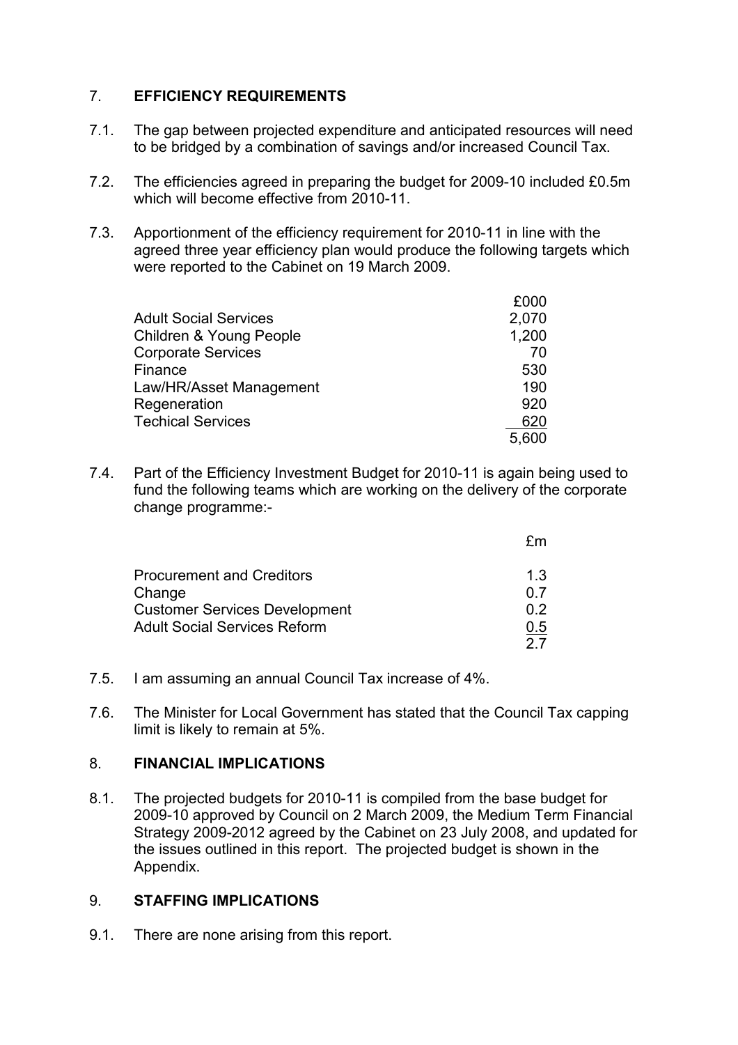## 7. EFFICIENCY REQUIREMENTS

7.1. The gap between projected expenditure and anticipated resources will need to be bridged by a combination of savings and/or increased Council Tax.

7.2. The efficiencies agreed in preparing the budget for 2009-10 included £0.5m which will become effective from 2010-11.

7.3. Apportionment of the efficiency requirement for 2010-11 in line with the agreed three year efficiency plan would produce the following targets which were reported to the Cabinet on 19 March 2009.

| | £000 |
|---|---|
| Adult Social Services | 2,070 |
| Children & Young People | 1,200 |
| Corporate Services | 70 |
| Finance | 530 |
| Law/HR/Asset Management | 190 |
| Regeneration | 920 |
| Techical Services | 620 |
| | 5,600 |

7.4. Part of the Efficiency Investment Budget for 2010-11 is again being used to fund the following teams which are working on the delivery of the corporate change programme:-

| | £m |
|---|---|
| Procurement and Creditors | 1.3 |
| Change | 0.7 |
| Customer Services Development | 0.2 |
| Adult Social Services Reform | 0.5 |
| | 2.7 |

7.5. I am assuming an annual Council Tax increase of 4%.

7.6. The Minister for Local Government has stated that the Council Tax capping limit is likely to remain at 5%.

## 8. FINANCIAL IMPLICATIONS

8.1. The projected budgets for 2010-11 is compiled from the base budget for 2009-10 approved by Council on 2 March 2009, the Medium Term Financial Strategy 2009-2012 agreed by the Cabinet on 23 July 2008, and updated for the issues outlined in this report. The projected budget is shown in the Appendix.

## 9. STAFFING IMPLICATIONS

9.1. There are none arising from this report.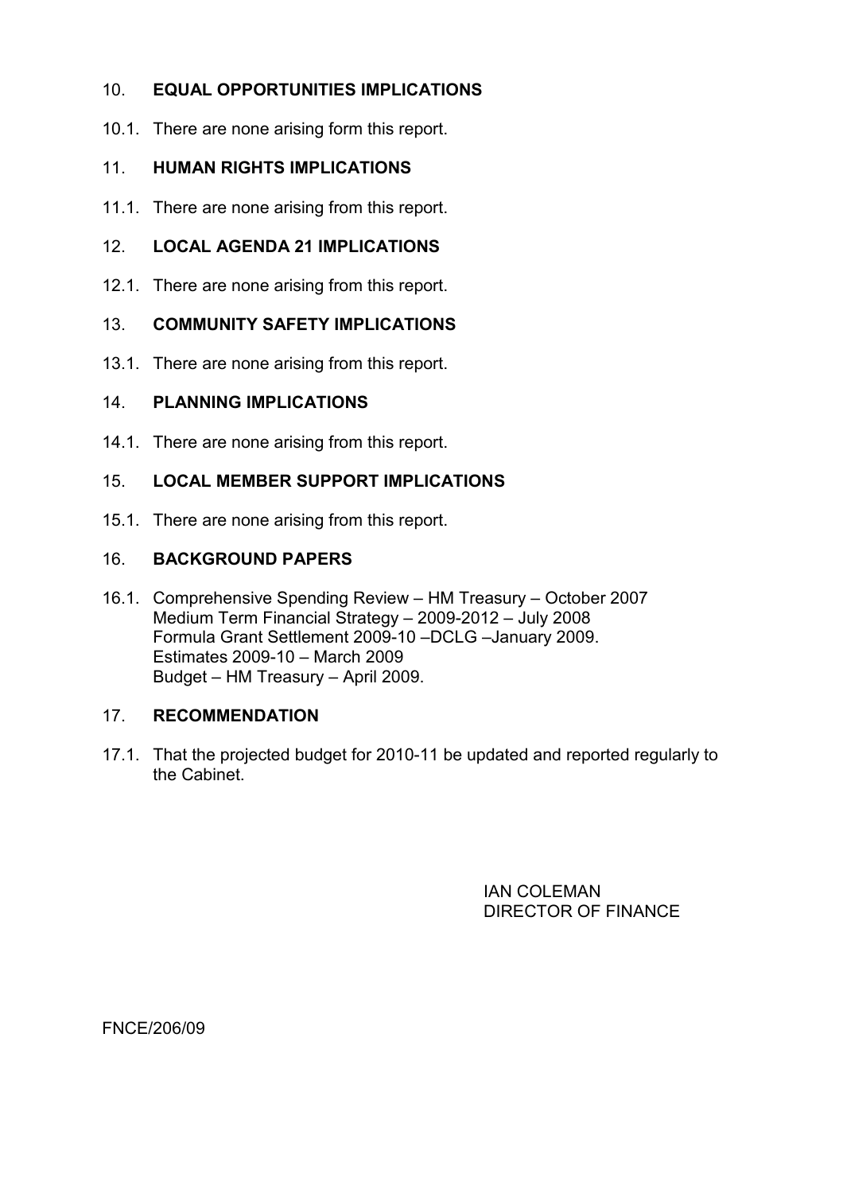## 10. EQUAL OPPORTUNITIES IMPLICATIONS

10.1. There are none arising form this report.

## 11. HUMAN RIGHTS IMPLICATIONS

11.1. There are none arising from this report.

## 12. LOCAL AGENDA 21 IMPLICATIONS

12.1. There are none arising from this report.

## 13. COMMUNITY SAFETY IMPLICATIONS

13.1. There are none arising from this report.

## 14. PLANNING IMPLICATIONS

14.1. There are none arising from this report.

## 15. LOCAL MEMBER SUPPORT IMPLICATIONS

15.1. There are none arising from this report.

## 16. BACKGROUND PAPERS

16.1. Comprehensive Spending Review – HM Treasury – October 2007
Medium Term Financial Strategy – 2009-2012 – July 2008
Formula Grant Settlement 2009-10 –DCLG –January 2009.
Estimates 2009-10 – March 2009
Budget – HM Treasury – April 2009.

## 17. RECOMMENDATION

17.1. That the projected budget for 2010-11 be updated and reported regularly to the Cabinet.

IAN COLEMAN
DIRECTOR OF FINANCE

FNCE/206/09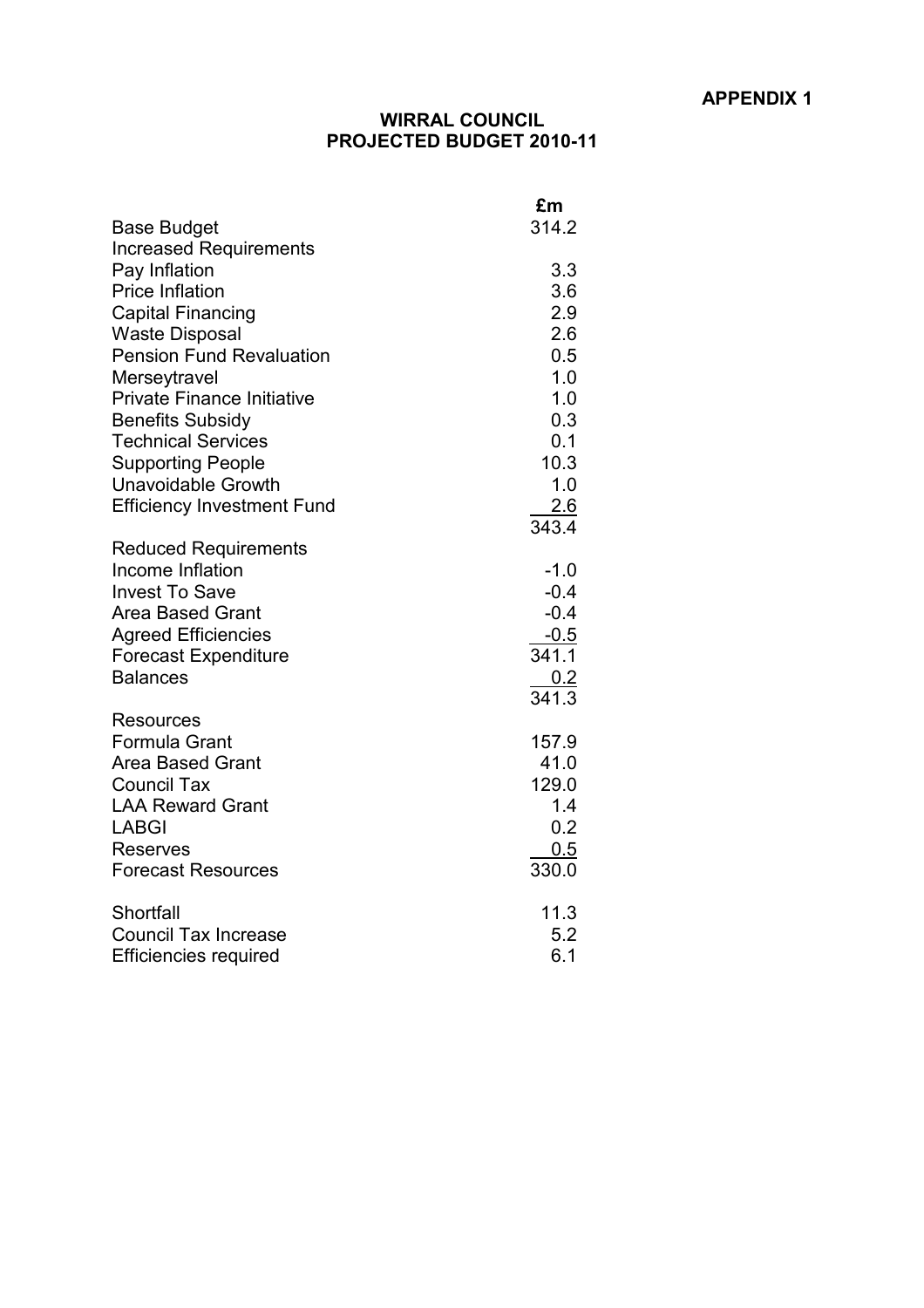**APPENDIX 1**

**WIRRAL COUNCIL**
**PROJECTED BUDGET 2010-11**

| | £m |
|---|---|
| Base Budget | 314.2 |
| Increased Requirements | |
| Pay Inflation | 3.3 |
| Price Inflation | 3.6 |
| Capital Financing | 2.9 |
| Waste Disposal | 2.6 |
| Pension Fund Revaluation | 0.5 |
| Merseytravel | 1.0 |
| Private Finance Initiative | 1.0 |
| Benefits Subsidy | 0.3 |
| Technical Services | 0.1 |
| Supporting People | 10.3 |
| Unavoidable Growth | 1.0 |
| Efficiency Investment Fund | 2.6 |
| | 343.4 |
| Reduced Requirements | |
| Income Inflation | -1.0 |
| Invest To Save | -0.4 |
| Area Based Grant | -0.4 |
| Agreed Efficiencies | -0.5 |
| Forecast Expenditure | 341.1 |
| Balances | 0.2 |
| | 341.3 |
| Resources | |
| Formula Grant | 157.9 |
| Area Based Grant | 41.0 |
| Council Tax | 129.0 |
| LAA Reward Grant | 1.4 |
| LABGI | 0.2 |
| Reserves | 0.5 |
| Forecast Resources | 330.0 |
| | |
| Shortfall | 11.3 |
| Council Tax Increase | 5.2 |
| Efficiencies required | 6.1 |